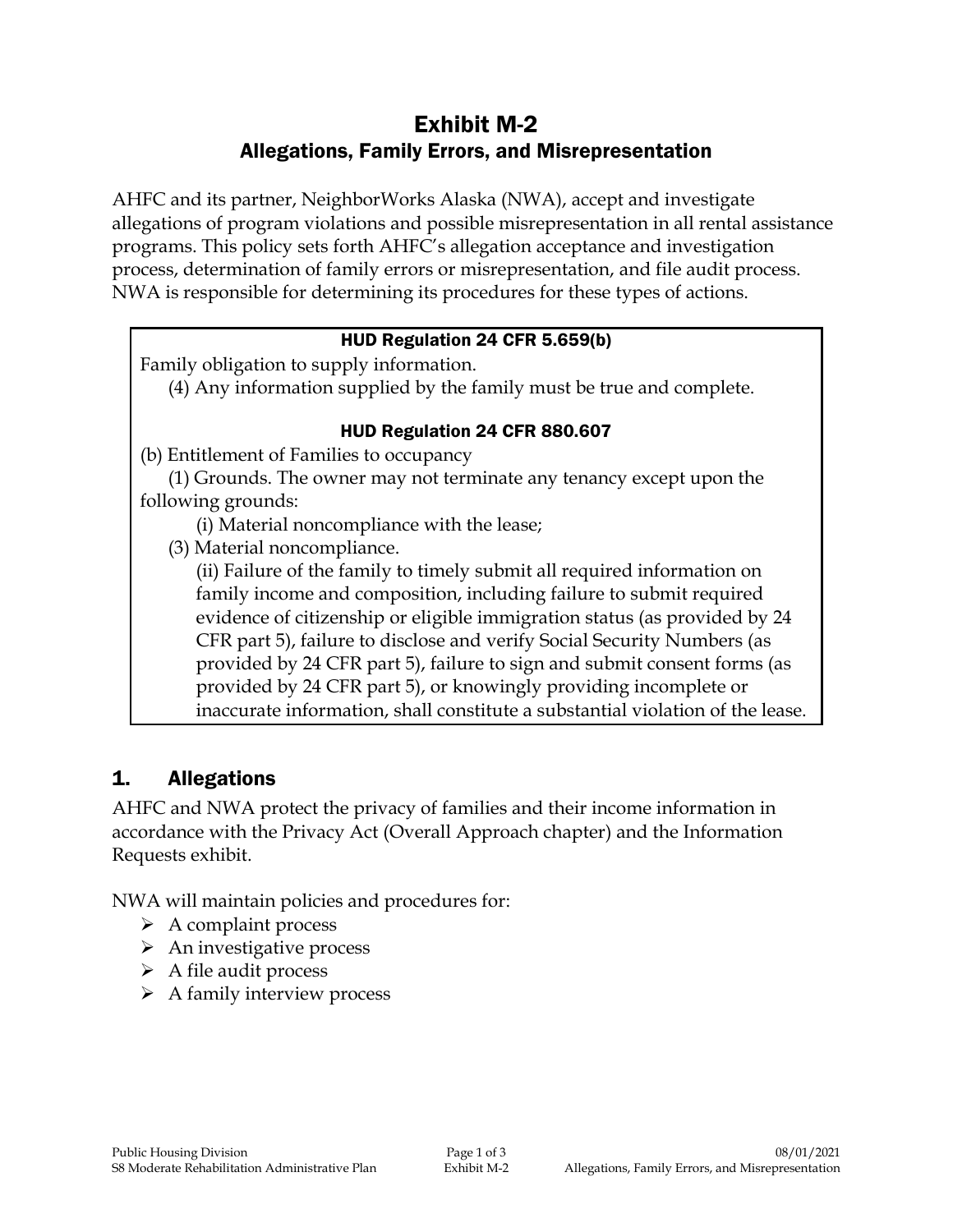# Exhibit M-2
## Allegations, Family Errors, and Misrepresentation

AHFC and its partner, NeighborWorks Alaska (NWA), accept and investigate allegations of program violations and possible misrepresentation in all rental assistance programs. This policy sets forth AHFC's allegation acceptance and investigation process, determination of family errors or misrepresentation, and file audit process. NWA is responsible for determining its procedures for these types of actions.

> **HUD Regulation 24 CFR 5.659(b)**
>
> Family obligation to supply information.
>
> (4) Any information supplied by the family must be true and complete.
>
> **HUD Regulation 24 CFR 880.607**
>
> (b) Entitlement of Families to occupancy
>
> (1) Grounds. The owner may not terminate any tenancy except upon the following grounds:
>
> (i) Material noncompliance with the lease;
>
> (3) Material noncompliance.
>
> (ii) Failure of the family to timely submit all required information on family income and composition, including failure to submit required evidence of citizenship or eligible immigration status (as provided by 24 CFR part 5), failure to disclose and verify Social Security Numbers (as provided by 24 CFR part 5), failure to sign and submit consent forms (as provided by 24 CFR part 5), or knowingly providing incomplete or inaccurate information, shall constitute a substantial violation of the lease.

## 1. Allegations

AHFC and NWA protect the privacy of families and their income information in accordance with the Privacy Act (Overall Approach chapter) and the Information Requests exhibit.

NWA will maintain policies and procedures for:

- A complaint process
- An investigative process
- A file audit process
- A family interview process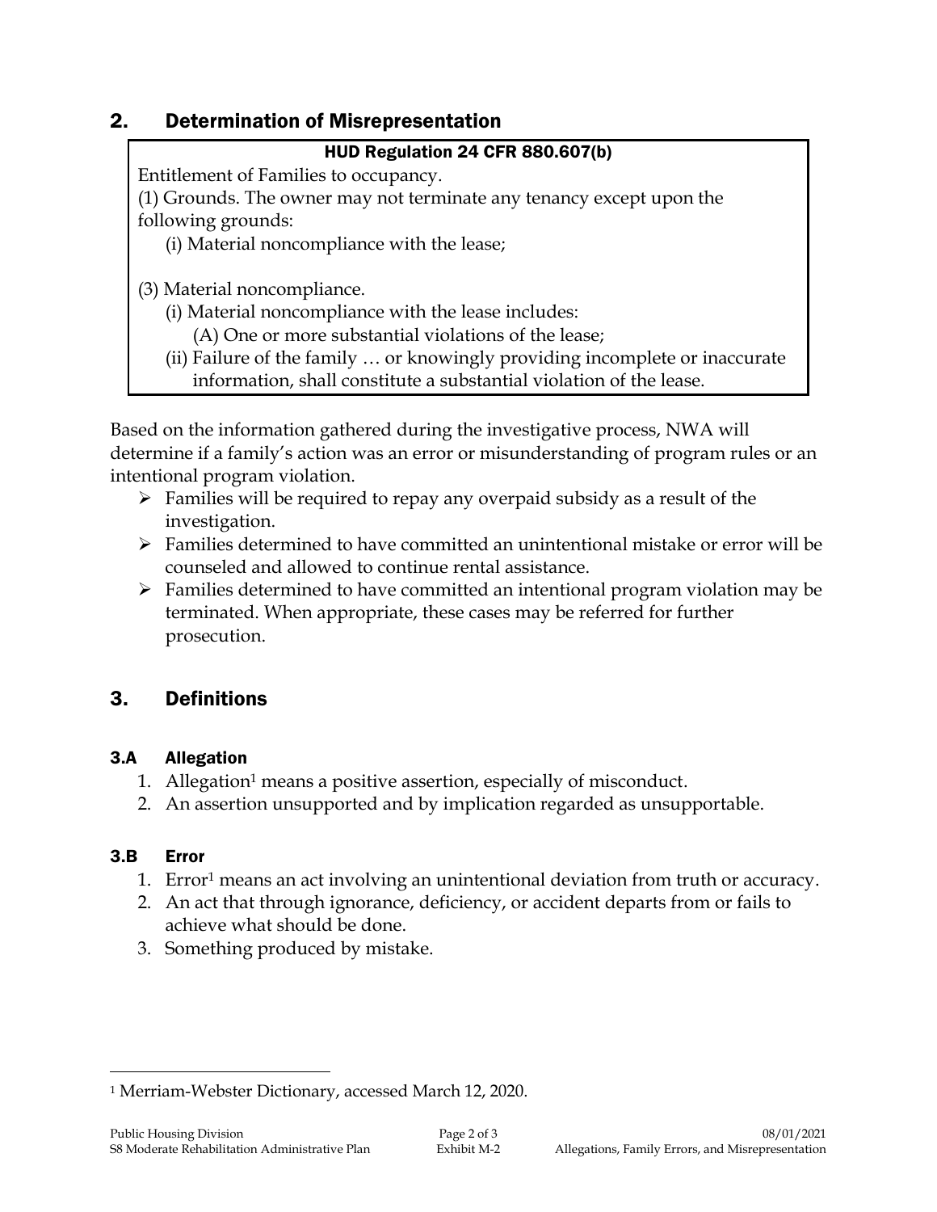## 2. Determination of Misrepresentation

**HUD Regulation 24 CFR 880.607(b)**

Entitlement of Families to occupancy.

(1) Grounds. The owner may not terminate any tenancy except upon the following grounds:

(i) Material noncompliance with the lease;

(3) Material noncompliance.

(i) Material noncompliance with the lease includes:

(A) One or more substantial violations of the lease;

(ii) Failure of the family … or knowingly providing incomplete or inaccurate information, shall constitute a substantial violation of the lease.

Based on the information gathered during the investigative process, NWA will determine if a family's action was an error or misunderstanding of program rules or an intentional program violation.

- Families will be required to repay any overpaid subsidy as a result of the investigation.
- Families determined to have committed an unintentional mistake or error will be counseled and allowed to continue rental assistance.
- Families determined to have committed an intentional program violation may be terminated. When appropriate, these cases may be referred for further prosecution.

## 3. Definitions

### 3.A Allegation

1. Allegation[1] means a positive assertion, especially of misconduct.
2. An assertion unsupported and by implication regarded as unsupportable.

### 3.B Error

1. Error[1] means an act involving an unintentional deviation from truth or accuracy.
2. An act that through ignorance, deficiency, or accident departs from or fails to achieve what should be done.
3. Something produced by mistake.

---

[1] Merriam-Webster Dictionary, accessed March 12, 2020.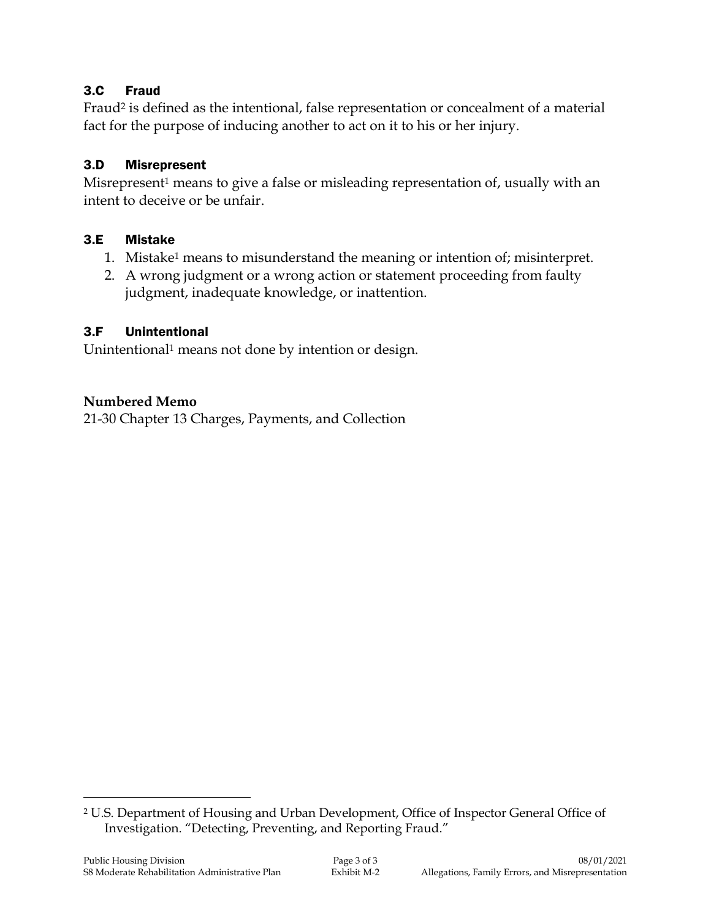### 3.C Fraud

Fraud[2] is defined as the intentional, false representation or concealment of a material fact for the purpose of inducing another to act on it to his or her injury.

### 3.D Misrepresent

Misrepresent[1] means to give a false or misleading representation of, usually with an intent to deceive or be unfair.

### 3.E Mistake

1. Mistake[1] means to misunderstand the meaning or intention of; misinterpret.
2. A wrong judgment or a wrong action or statement proceeding from faulty judgment, inadequate knowledge, or inattention.

### 3.F Unintentional

Unintentional[1] means not done by intention or design.

**Numbered Memo**

21-30 Chapter 13 Charges, Payments, and Collection

---

[2] U.S. Department of Housing and Urban Development, Office of Inspector General Office of Investigation. "Detecting, Preventing, and Reporting Fraud."